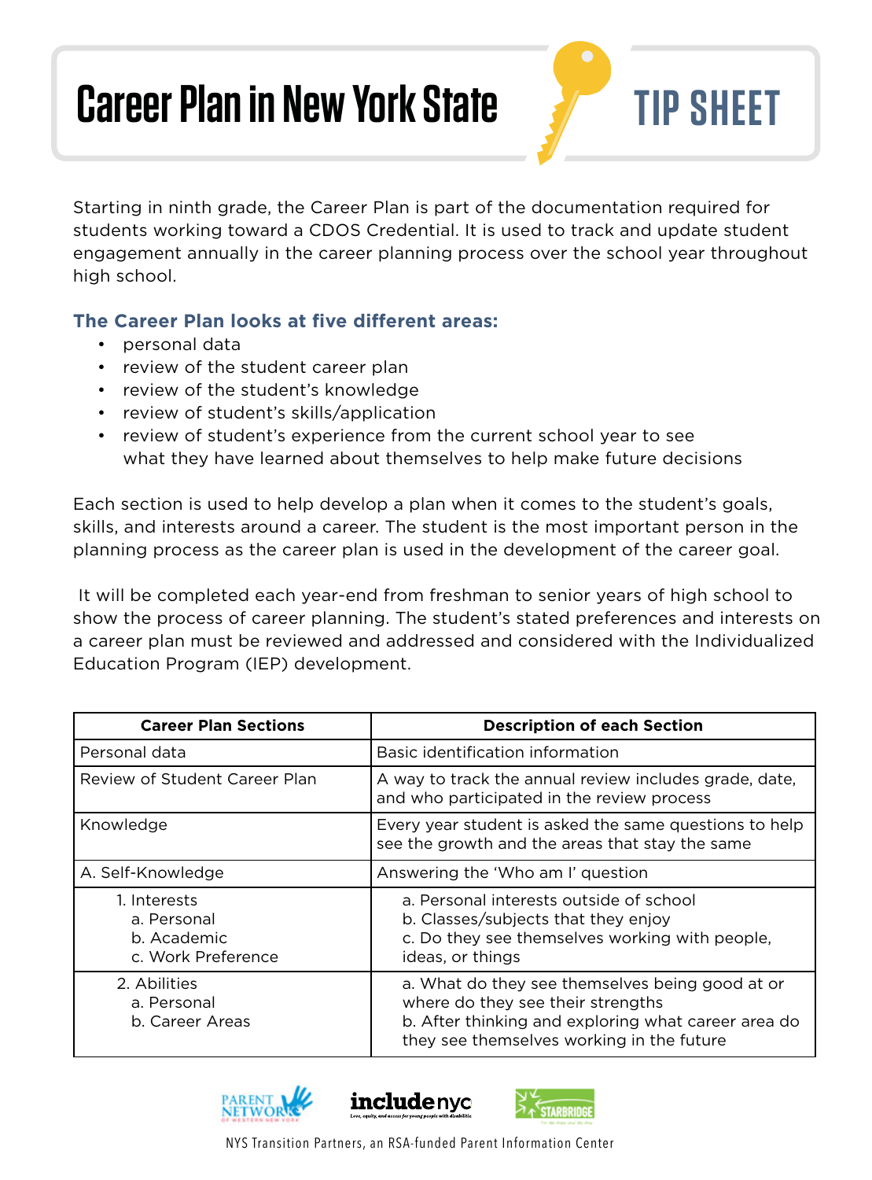# Career Plan in New York State

## TIP SHEET

Starting in ninth grade, the Career Plan is part of the documentation required for students working toward a CDOS Credential. It is used to track and update student engagement annually in the career planning process over the school year throughout high school.

### The Career Plan looks at five different areas:

- personal data
- review of the student career plan
- review of the student's knowledge
- review of student's skills/application
- review of student's experience from the current school year to see what they have learned about themselves to help make future decisions

Each section is used to help develop a plan when it comes to the student's goals, skills, and interests around a career. The student is the most important person in the planning process as the career plan is used in the development of the career goal.

It will be completed each year-end from freshman to senior years of high school to show the process of career planning. The student's stated preferences and interests on a career plan must be reviewed and addressed and considered with the Individualized Education Program (IEP) development.

| Career Plan Sections | Description of each Section |
|---|---|
| Personal data | Basic identification information |
| Review of Student Career Plan | A way to track the annual review includes grade, date, and who participated in the review process |
| Knowledge | Every year student is asked the same questions to help see the growth and the areas that stay the same |
| A. Self-Knowledge | Answering the 'Who am I' question |
| 1. Interests<br>a. Personal<br>b. Academic<br>c. Work Preference | a. Personal interests outside of school<br>b. Classes/subjects that they enjoy<br>c. Do they see themselves working with people, ideas, or things |
| 2. Abilities<br>a. Personal<br>b. Career Areas | a. What do they see themselves being good at or where do they see their strengths<br>b. After thinking and exploring what career area do they see themselves working in the future |

NYS Transition Partners, an RSA-funded Parent Information Center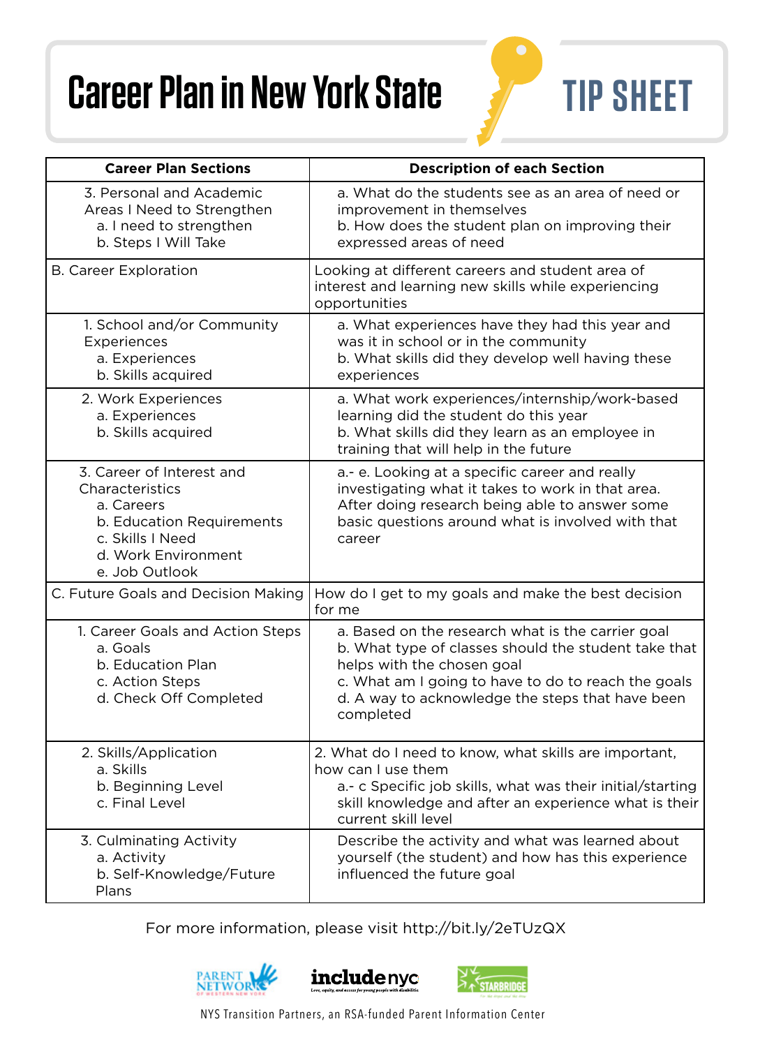# Career Plan in New York State

## TIP SHEET

| Career Plan Sections | Description of each Section |
|---|---|
| 3. Personal and Academic Areas I Need to Strengthen<br>a. I need to strengthen<br>b. Steps I Will Take | a. What do the students see as an area of need or improvement in themselves<br>b. How does the student plan on improving their expressed areas of need |
| B. Career Exploration | Looking at different careers and student area of interest and learning new skills while experiencing opportunities |
| 1. School and/or Community Experiences<br>a. Experiences<br>b. Skills acquired | a. What experiences have they had this year and was it in school or in the community<br>b. What skills did they develop well having these experiences |
| 2. Work Experiences<br>a. Experiences<br>b. Skills acquired | a. What work experiences/internship/work-based learning did the student do this year<br>b. What skills did they learn as an employee in training that will help in the future |
| 3. Career of Interest and Characteristics<br>a. Careers<br>b. Education Requirements<br>c. Skills I Need<br>d. Work Environment<br>e. Job Outlook | a.- e. Looking at a specific career and really investigating what it takes to work in that area. After doing research being able to answer some basic questions around what is involved with that career |
| C. Future Goals and Decision Making | How do I get to my goals and make the best decision for me |
| 1. Career Goals and Action Steps<br>a. Goals<br>b. Education Plan<br>c. Action Steps<br>d. Check Off Completed | a. Based on the research what is the carrier goal<br>b. What type of classes should the student take that helps with the chosen goal<br>c. What am I going to have to do to reach the goals<br>d. A way to acknowledge the steps that have been completed |
| 2. Skills/Application<br>a. Skills<br>b. Beginning Level<br>c. Final Level | 2. What do I need to know, what skills are important, how can I use them<br>a.- c Specific job skills, what was their initial/starting skill knowledge and after an experience what is their current skill level |
| 3. Culminating Activity<br>a. Activity<br>b. Self-Knowledge/Future Plans | Describe the activity and what was learned about yourself (the student) and how has this experience influenced the future goal |

For more information, please visit http://bit.ly/2eTUzQX

NYS Transition Partners, an RSA-funded Parent Information Center